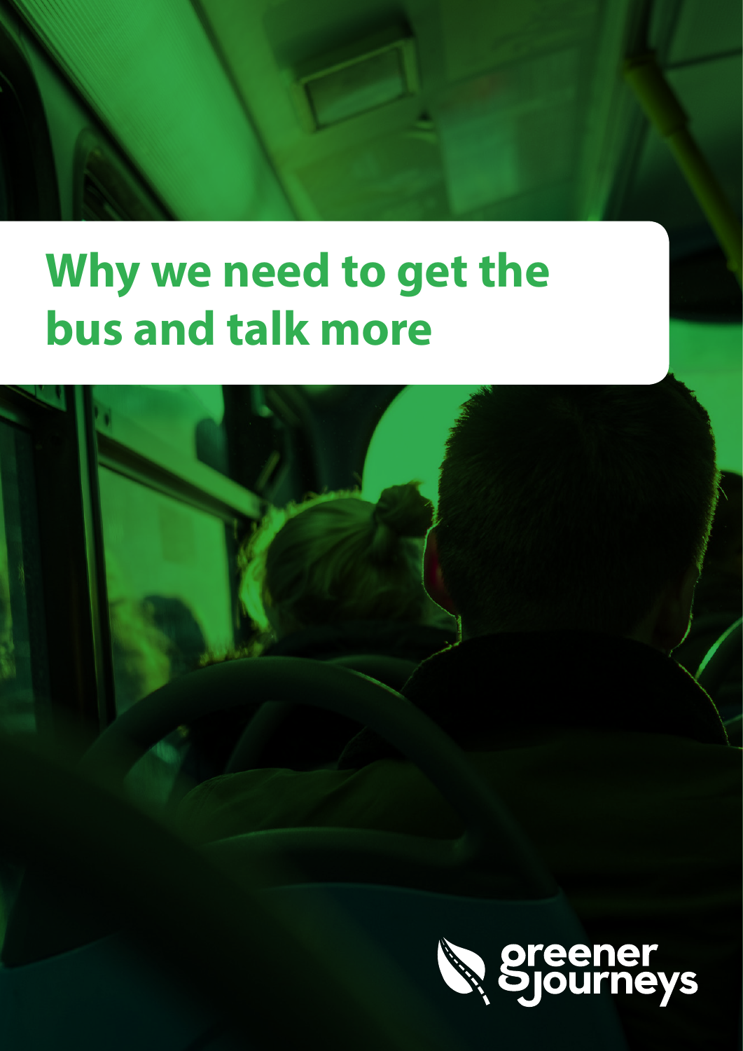# Why we need to get the bus and talk more

greener journeys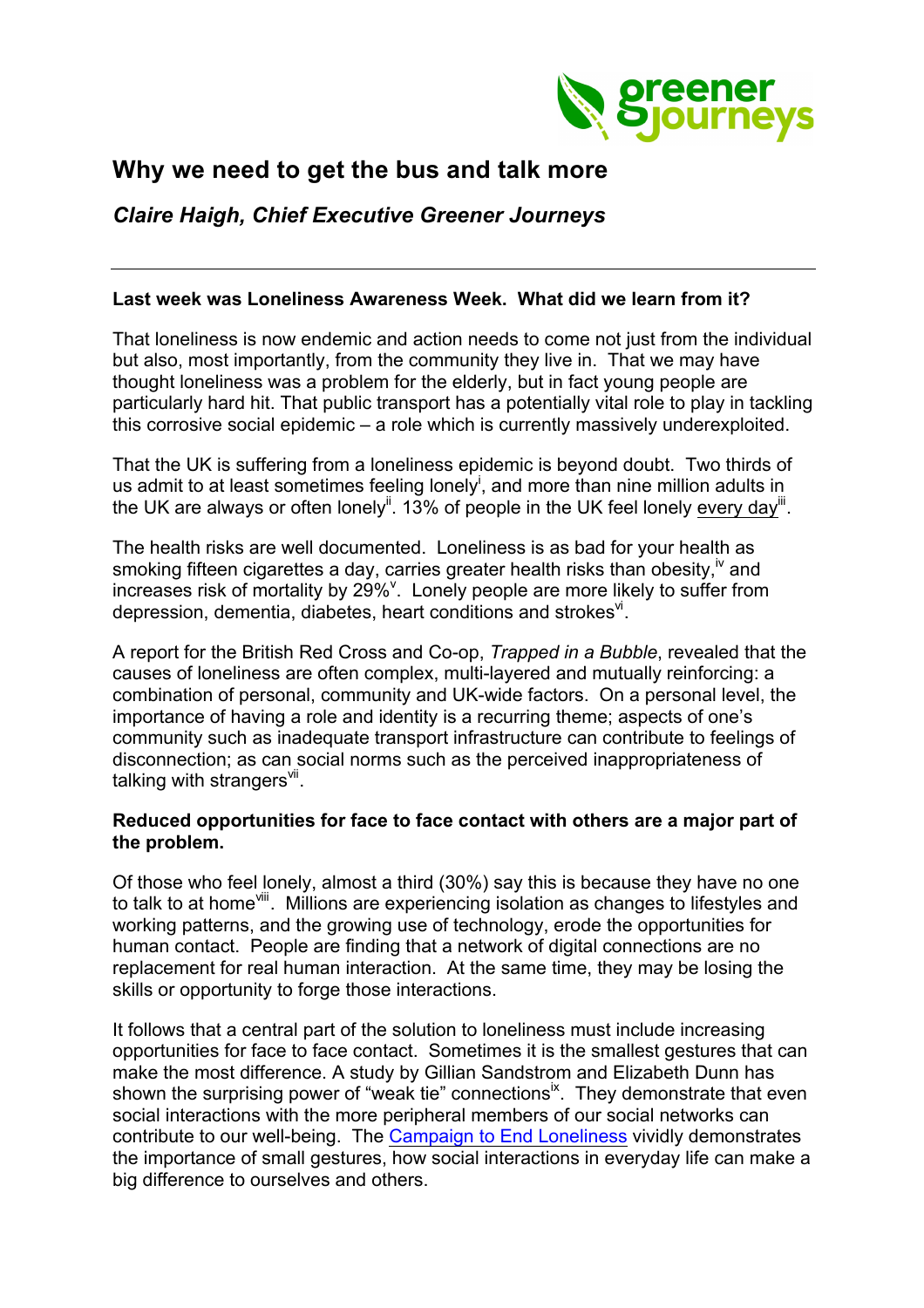# Why we need to get the bus and talk more

## *Claire Haigh, Chief Executive Greener Journeys*

---

**Last week was Loneliness Awareness Week. What did we learn from it?**

That loneliness is now endemic and action needs to come not just from the individual but also, most importantly, from the community they live in. That we may have thought loneliness was a problem for the elderly, but in fact young people are particularly hard hit. That public transport has a potentially vital role to play in tackling this corrosive social epidemic – a role which is currently massively underexploited.

That the UK is suffering from a loneliness epidemic is beyond doubt. Two thirds of us admit to at least sometimes feeling lonely[i], and more than nine million adults in the UK are always or often lonely[ii]. 13% of people in the UK feel lonely every day[iii].

The health risks are well documented. Loneliness is as bad for your health as smoking fifteen cigarettes a day, carries greater health risks than obesity,[iv] and increases risk of mortality by 29%[v]. Lonely people are more likely to suffer from depression, dementia, diabetes, heart conditions and strokes[vi].

A report for the British Red Cross and Co-op, *Trapped in a Bubble*, revealed that the causes of loneliness are often complex, multi-layered and mutually reinforcing: a combination of personal, community and UK-wide factors. On a personal level, the importance of having a role and identity is a recurring theme; aspects of one's community such as inadequate transport infrastructure can contribute to feelings of disconnection; as can social norms such as the perceived inappropriateness of talking with strangers[vii].

**Reduced opportunities for face to face contact with others are a major part of the problem.**

Of those who feel lonely, almost a third (30%) say this is because they have no one to talk to at home[viii]. Millions are experiencing isolation as changes to lifestyles and working patterns, and the growing use of technology, erode the opportunities for human contact. People are finding that a network of digital connections are no replacement for real human interaction. At the same time, they may be losing the skills or opportunity to forge those interactions.

It follows that a central part of the solution to loneliness must include increasing opportunities for face to face contact. Sometimes it is the smallest gestures that can make the most difference. A study by Gillian Sandstrom and Elizabeth Dunn has shown the surprising power of "weak tie" connections[ix]. They demonstrate that even social interactions with the more peripheral members of our social networks can contribute to our well-being. The Campaign to End Loneliness vividly demonstrates the importance of small gestures, how social interactions in everyday life can make a big difference to ourselves and others.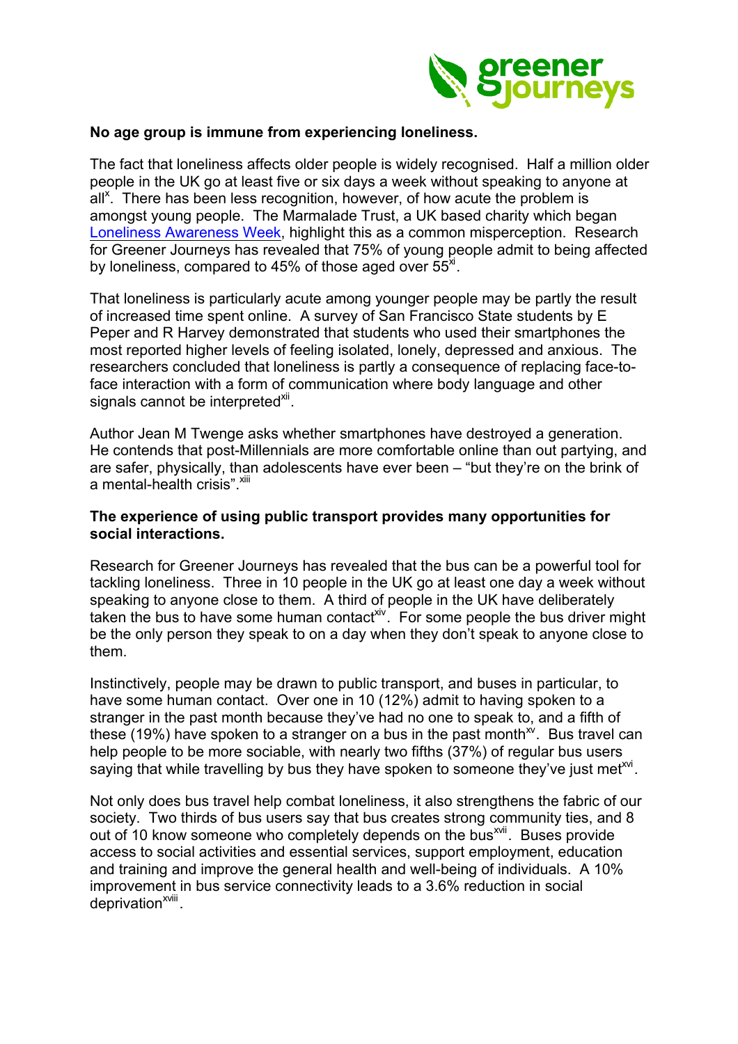**No age group is immune from experiencing loneliness.**

The fact that loneliness affects older people is widely recognised. Half a million older people in the UK go at least five or six days a week without speaking to anyone at all[x]. There has been less recognition, however, of how acute the problem is amongst young people. The Marmalade Trust, a UK based charity which began Loneliness Awareness Week, highlight this as a common misperception. Research for Greener Journeys has revealed that 75% of young people admit to being affected by loneliness, compared to 45% of those aged over 55[xi].

That loneliness is particularly acute among younger people may be partly the result of increased time spent online. A survey of San Francisco State students by E Peper and R Harvey demonstrated that students who used their smartphones the most reported higher levels of feeling isolated, lonely, depressed and anxious. The researchers concluded that loneliness is partly a consequence of replacing face-to-face interaction with a form of communication where body language and other signals cannot be interpreted[xii].

Author Jean M Twenge asks whether smartphones have destroyed a generation. He contends that post-Millennials are more comfortable online than out partying, and are safer, physically, than adolescents have ever been – "but they're on the brink of a mental-health crisis".[xiii]

**The experience of using public transport provides many opportunities for social interactions.**

Research for Greener Journeys has revealed that the bus can be a powerful tool for tackling loneliness. Three in 10 people in the UK go at least one day a week without speaking to anyone close to them. A third of people in the UK have deliberately taken the bus to have some human contact[xiv]. For some people the bus driver might be the only person they speak to on a day when they don't speak to anyone close to them.

Instinctively, people may be drawn to public transport, and buses in particular, to have some human contact. Over one in 10 (12%) admit to having spoken to a stranger in the past month because they've had no one to speak to, and a fifth of these (19%) have spoken to a stranger on a bus in the past month[xv]. Bus travel can help people to be more sociable, with nearly two fifths (37%) of regular bus users saying that while travelling by bus they have spoken to someone they've just met[xvi].

Not only does bus travel help combat loneliness, it also strengthens the fabric of our society. Two thirds of bus users say that bus creates strong community ties, and 8 out of 10 know someone who completely depends on the bus[xvii]. Buses provide access to social activities and essential services, support employment, education and training and improve the general health and well-being of individuals. A 10% improvement in bus service connectivity leads to a 3.6% reduction in social deprivation[xviii].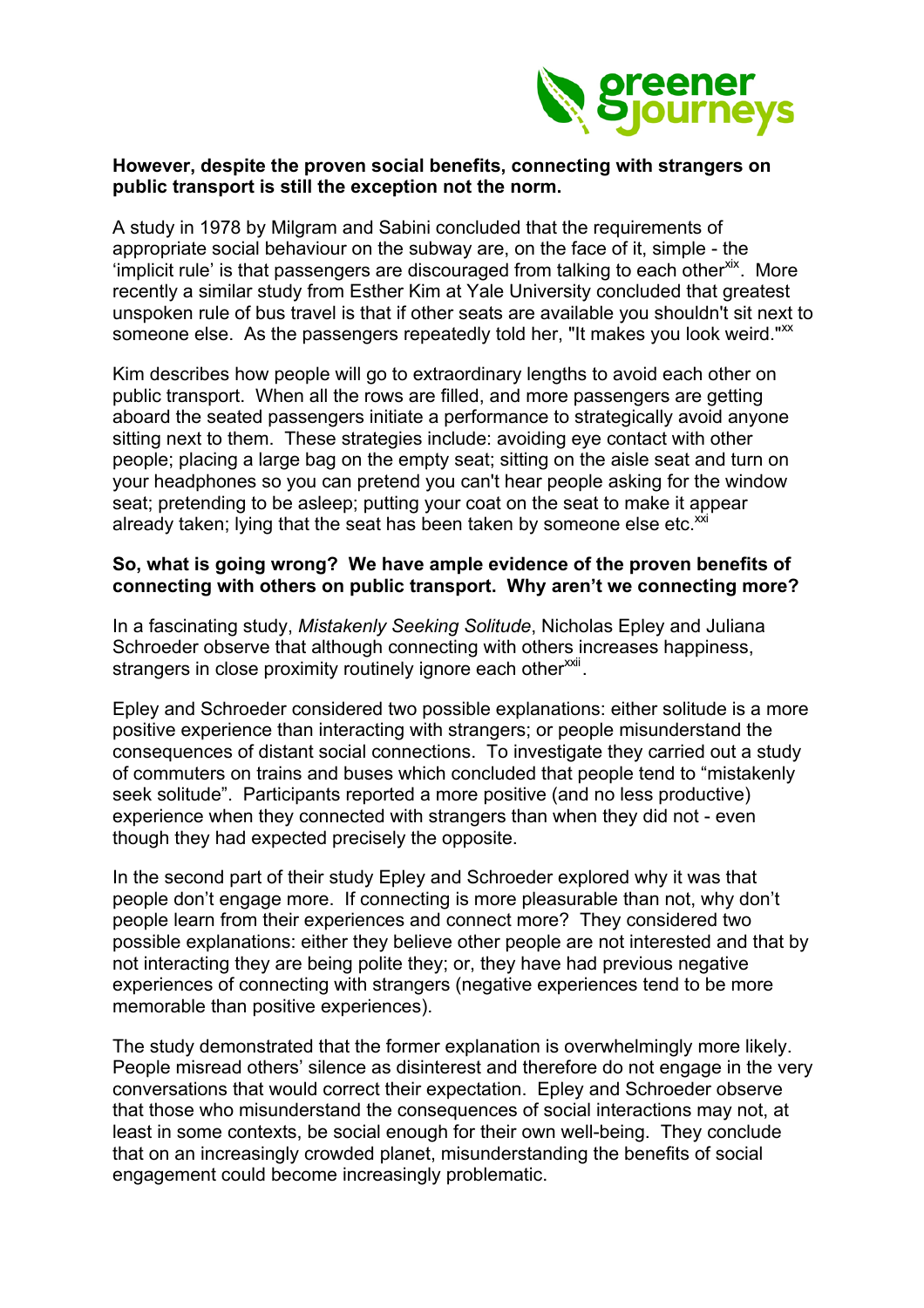**However, despite the proven social benefits, connecting with strangers on public transport is still the exception not the norm.**

A study in 1978 by Milgram and Sabini concluded that the requirements of appropriate social behaviour on the subway are, on the face of it, simple - the 'implicit rule' is that passengers are discouraged from talking to each other[xix]. More recently a similar study from Esther Kim at Yale University concluded that greatest unspoken rule of bus travel is that if other seats are available you shouldn't sit next to someone else. As the passengers repeatedly told her, "It makes you look weird."[xx]

Kim describes how people will go to extraordinary lengths to avoid each other on public transport. When all the rows are filled, and more passengers are getting aboard the seated passengers initiate a performance to strategically avoid anyone sitting next to them. These strategies include: avoiding eye contact with other people; placing a large bag on the empty seat; sitting on the aisle seat and turn on your headphones so you can pretend you can't hear people asking for the window seat; pretending to be asleep; putting your coat on the seat to make it appear already taken; lying that the seat has been taken by someone else etc.[xxi]

**So, what is going wrong? We have ample evidence of the proven benefits of connecting with others on public transport. Why aren't we connecting more?**

In a fascinating study, *Mistakenly Seeking Solitude*, Nicholas Epley and Juliana Schroeder observe that although connecting with others increases happiness, strangers in close proximity routinely ignore each other[xxii].

Epley and Schroeder considered two possible explanations: either solitude is a more positive experience than interacting with strangers; or people misunderstand the consequences of distant social connections. To investigate they carried out a study of commuters on trains and buses which concluded that people tend to "mistakenly seek solitude". Participants reported a more positive (and no less productive) experience when they connected with strangers than when they did not - even though they had expected precisely the opposite.

In the second part of their study Epley and Schroeder explored why it was that people don't engage more. If connecting is more pleasurable than not, why don't people learn from their experiences and connect more? They considered two possible explanations: either they believe other people are not interested and that by not interacting they are being polite they; or, they have had previous negative experiences of connecting with strangers (negative experiences tend to be more memorable than positive experiences).

The study demonstrated that the former explanation is overwhelmingly more likely. People misread others' silence as disinterest and therefore do not engage in the very conversations that would correct their expectation. Epley and Schroeder observe that those who misunderstand the consequences of social interactions may not, at least in some contexts, be social enough for their own well-being. They conclude that on an increasingly crowded planet, misunderstanding the benefits of social engagement could become increasingly problematic.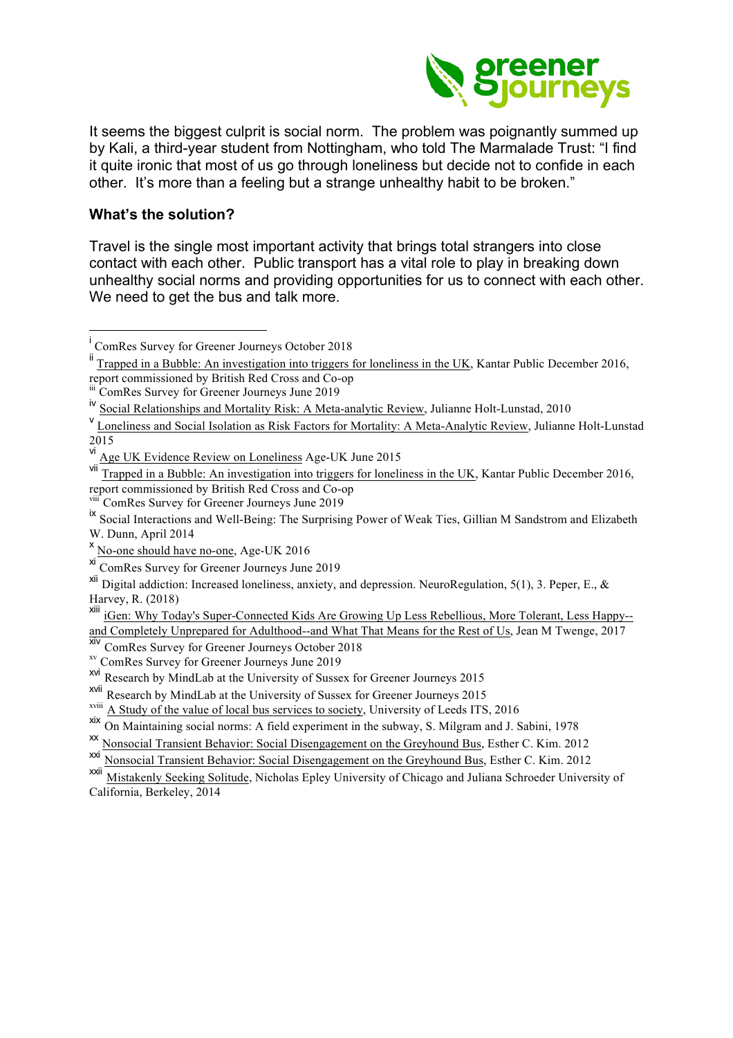It seems the biggest culprit is social norm. The problem was poignantly summed up by Kali, a third-year student from Nottingham, who told The Marmalade Trust: "I find it quite ironic that most of us go through loneliness but decide not to confide in each other. It's more than a feeling but a strange unhealthy habit to be broken."

**What's the solution?**

Travel is the single most important activity that brings total strangers into close contact with each other. Public transport has a vital role to play in breaking down unhealthy social norms and providing opportunities for us to connect with each other. We need to get the bus and talk more.

---

[i] ComRes Survey for Greener Journeys October 2018

[ii] Trapped in a Bubble: An investigation into triggers for loneliness in the UK, Kantar Public December 2016, report commissioned by British Red Cross and Co-op

[iii] ComRes Survey for Greener Journeys June 2019

[iv] Social Relationships and Mortality Risk: A Meta-analytic Review, Julianne Holt-Lunstad, 2010

[v] Loneliness and Social Isolation as Risk Factors for Mortality: A Meta-Analytic Review, Julianne Holt-Lunstad 2015

[vi] Age UK Evidence Review on Loneliness Age-UK June 2015

[vii] Trapped in a Bubble: An investigation into triggers for loneliness in the UK, Kantar Public December 2016, report commissioned by British Red Cross and Co-op

[viii] ComRes Survey for Greener Journeys June 2019

[ix] Social Interactions and Well-Being: The Surprising Power of Weak Ties, Gillian M Sandstrom and Elizabeth W. Dunn, April 2014

[x] No-one should have no-one, Age-UK 2016

[xi] ComRes Survey for Greener Journeys June 2019

[xii] Digital addiction: Increased loneliness, anxiety, and depression. NeuroRegulation, 5(1), 3. Peper, E., & Harvey, R. (2018)

[xiii] iGen: Why Today's Super-Connected Kids Are Growing Up Less Rebellious, More Tolerant, Less Happy--and Completely Unprepared for Adulthood--and What That Means for the Rest of Us, Jean M Twenge, 2017

[xiv] ComRes Survey for Greener Journeys October 2018

[xv] ComRes Survey for Greener Journeys June 2019

[xvi] Research by MindLab at the University of Sussex for Greener Journeys 2015

[xvii] Research by MindLab at the University of Sussex for Greener Journeys 2015

[xviii] A Study of the value of local bus services to society, University of Leeds ITS, 2016

[xix] On Maintaining social norms: A field experiment in the subway, S. Milgram and J. Sabini, 1978

[xx] Nonsocial Transient Behavior: Social Disengagement on the Greyhound Bus, Esther C. Kim. 2012

[xxi] Nonsocial Transient Behavior: Social Disengagement on the Greyhound Bus, Esther C. Kim. 2012

[xxii] Mistakenly Seeking Solitude, Nicholas Epley University of Chicago and Juliana Schroeder University of California, Berkeley, 2014